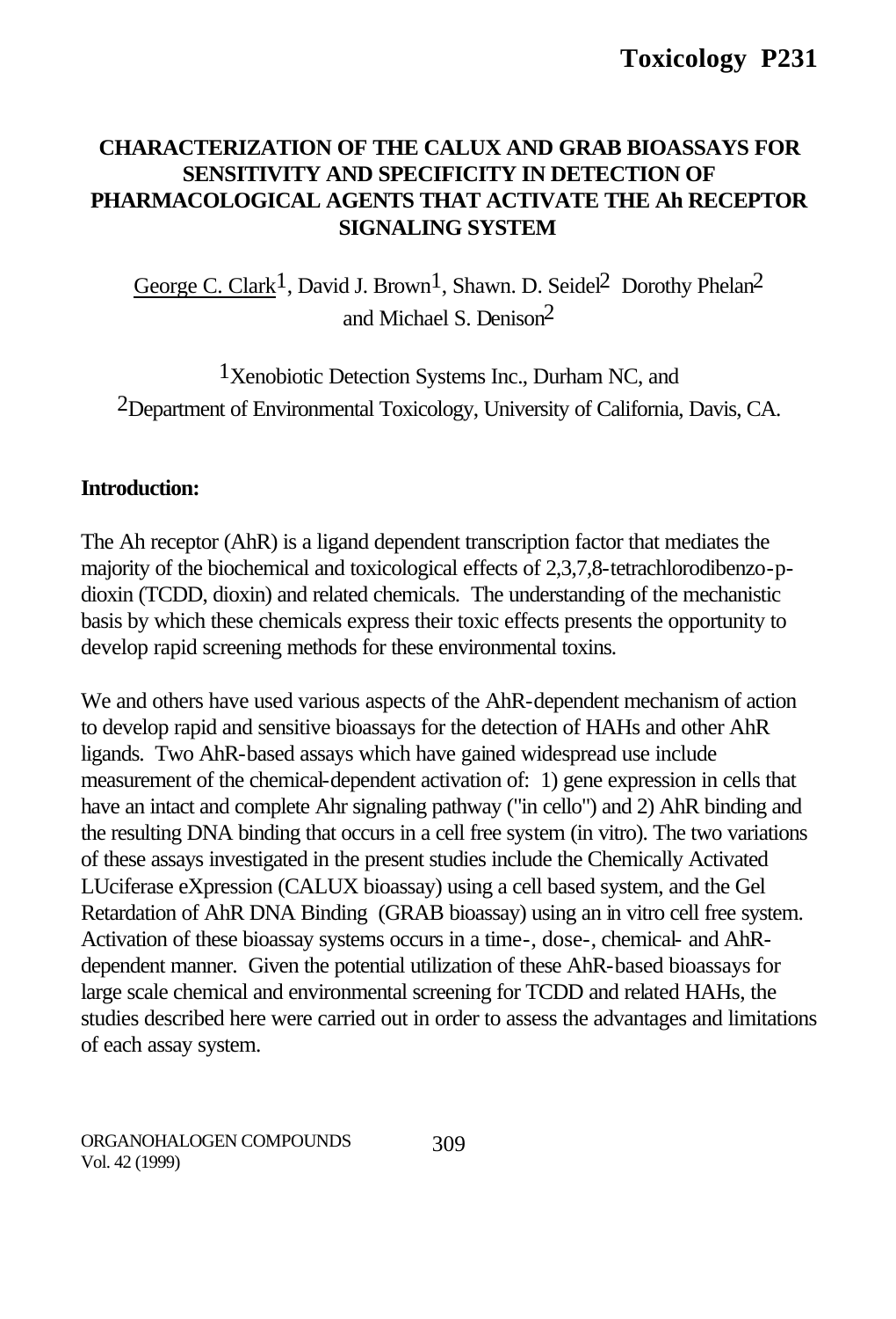# CHARACTERIZATION OF THE CALUX AND GRAB BIOASSAYS FOR SENSITIVITY AND SPECIFICITY IN DETECTION OF PHARMACOLOGICAL AGENTS THAT ACTIVATE THE Ah RECEPTOR SIGNALING SYSTEM

George C. Clark[1], David J. Brown[1], Shawn. D. Seidel[2] Dorothy Phelan[2] and Michael S. Denison[2]

[1]Xenobiotic Detection Systems Inc., Durham NC, and
[2]Department of Environmental Toxicology, University of California, Davis, CA.

## Introduction:

The Ah receptor (AhR) is a ligand dependent transcription factor that mediates the majority of the biochemical and toxicological effects of 2,3,7,8-tetrachlorodibenzo-p-dioxin (TCDD, dioxin) and related chemicals. The understanding of the mechanistic basis by which these chemicals express their toxic effects presents the opportunity to develop rapid screening methods for these environmental toxins.

We and others have used various aspects of the AhR-dependent mechanism of action to develop rapid and sensitive bioassays for the detection of HAHs and other AhR ligands. Two AhR-based assays which have gained widespread use include measurement of the chemical-dependent activation of: 1) gene expression in cells that have an intact and complete Ahr signaling pathway ("in cello") and 2) AhR binding and the resulting DNA binding that occurs in a cell free system (in vitro). The two variations of these assays investigated in the present studies include the Chemically Activated LUciferase eXpression (CALUX bioassay) using a cell based system, and the Gel Retardation of AhR DNA Binding (GRAB bioassay) using an in vitro cell free system. Activation of these bioassay systems occurs in a time-, dose-, chemical- and AhR-dependent manner. Given the potential utilization of these AhR-based bioassays for large scale chemical and environmental screening for TCDD and related HAHs, the studies described here were carried out in order to assess the advantages and limitations of each assay system.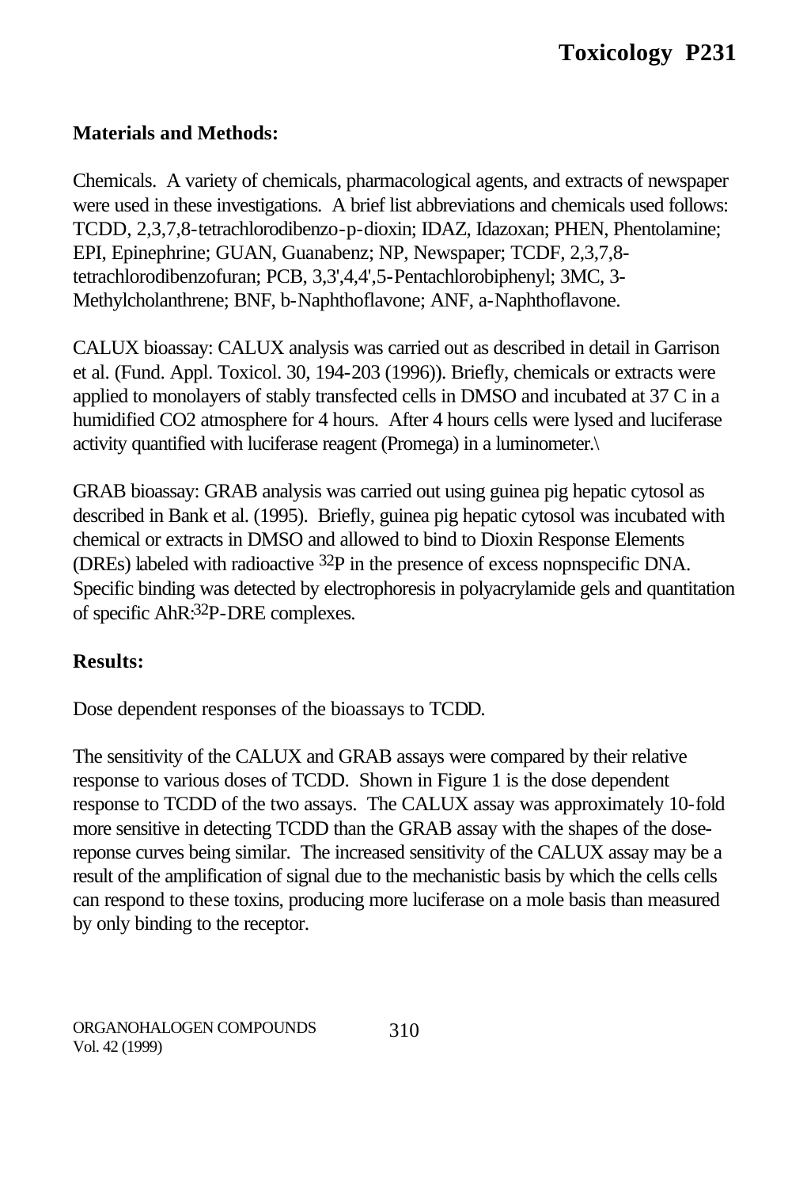## Materials and Methods:

Chemicals. A variety of chemicals, pharmacological agents, and extracts of newspaper were used in these investigations. A brief list abbreviations and chemicals used follows: TCDD, 2,3,7,8-tetrachlorodibenzo-p-dioxin; IDAZ, Idazoxan; PHEN, Phentolamine; EPI, Epinephrine; GUAN, Guanabenz; NP, Newspaper; TCDF, 2,3,7,8-tetrachlorodibenzofuran; PCB, 3,3',4,4',5-Pentachlorobiphenyl; 3MC, 3-Methylcholanthrene; BNF, b-Naphthoflavone; ANF, a-Naphthoflavone.

CALUX bioassay: CALUX analysis was carried out as described in detail in Garrison et al. (Fund. Appl. Toxicol. 30, 194-203 (1996)). Briefly, chemicals or extracts were applied to monolayers of stably transfected cells in DMSO and incubated at 37 C in a humidified CO2 atmosphere for 4 hours. After 4 hours cells were lysed and luciferase activity quantified with luciferase reagent (Promega) in a luminometer.\

GRAB bioassay: GRAB analysis was carried out using guinea pig hepatic cytosol as described in Bank et al. (1995). Briefly, guinea pig hepatic cytosol was incubated with chemical or extracts in DMSO and allowed to bind to Dioxin Response Elements (DREs) labeled with radioactive $^{32}$P in the presence of excess nopnspecific DNA. Specific binding was detected by electrophoresis in polyacrylamide gels and quantitation of specific AhR:$^{32}$P-DRE complexes.

## Results:

Dose dependent responses of the bioassays to TCDD.

The sensitivity of the CALUX and GRAB assays were compared by their relative response to various doses of TCDD. Shown in Figure 1 is the dose dependent response to TCDD of the two assays. The CALUX assay was approximately 10-fold more sensitive in detecting TCDD than the GRAB assay with the shapes of the dose-reponse curves being similar. The increased sensitivity of the CALUX assay may be a result of the amplification of signal due to the mechanistic basis by which the cells cells can respond to these toxins, producing more luciferase on a mole basis than measured by only binding to the receptor.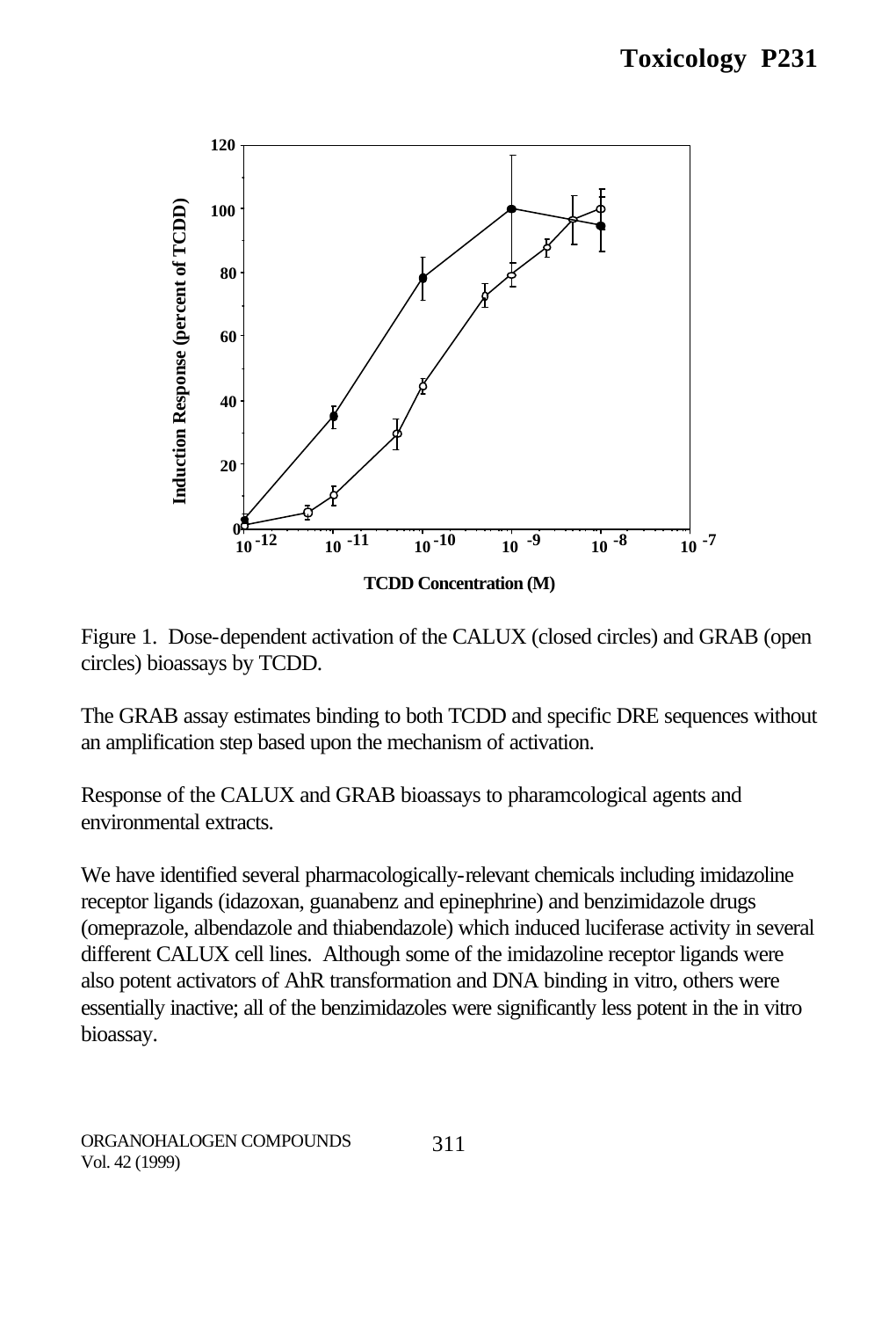Figure 1. Dose-dependent activation of the CALUX (closed circles) and GRAB (open circles) bioassays by TCDD.

The GRAB assay estimates binding to both TCDD and specific DRE sequences without an amplification step based upon the mechanism of activation.

Response of the CALUX and GRAB bioassays to pharamcological agents and environmental extracts.

We have identified several pharmacologically-relevant chemicals including imidazoline receptor ligands (idazoxan, guanabenz and epinephrine) and benzimidazole drugs (omeprazole, albendazole and thiabendazole) which induced luciferase activity in several different CALUX cell lines. Although some of the imidazoline receptor ligands were also potent activators of AhR transformation and DNA binding in vitro, others were essentially inactive; all of the benzimidazoles were significantly less potent in the in vitro bioassay.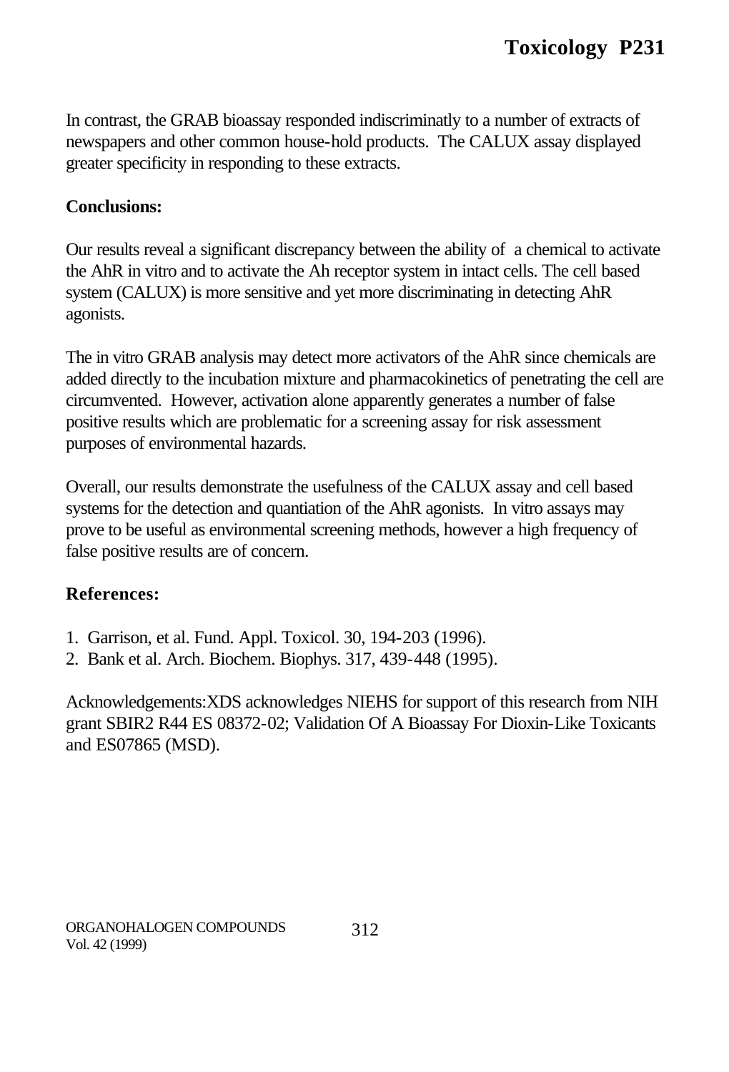In contrast, the GRAB bioassay responded indiscriminatly to a number of extracts of newspapers and other common house-hold products. The CALUX assay displayed greater specificity in responding to these extracts.

**Conclusions:**

Our results reveal a significant discrepancy between the ability of a chemical to activate the AhR in vitro and to activate the Ah receptor system in intact cells. The cell based system (CALUX) is more sensitive and yet more discriminating in detecting AhR agonists.

The in vitro GRAB analysis may detect more activators of the AhR since chemicals are added directly to the incubation mixture and pharmacokinetics of penetrating the cell are circumvented. However, activation alone apparently generates a number of false positive results which are problematic for a screening assay for risk assessment purposes of environmental hazards.

Overall, our results demonstrate the usefulness of the CALUX assay and cell based systems for the detection and quantiation of the AhR agonists. In vitro assays may prove to be useful as environmental screening methods, however a high frequency of false positive results are of concern.

**References:**

1. Garrison, et al. Fund. Appl. Toxicol. 30, 194-203 (1996).
2. Bank et al. Arch. Biochem. Biophys. 317, 439-448 (1995).

Acknowledgements:XDS acknowledges NIEHS for support of this research from NIH grant SBIR2 R44 ES 08372-02; Validation Of A Bioassay For Dioxin-Like Toxicants and ES07865 (MSD).